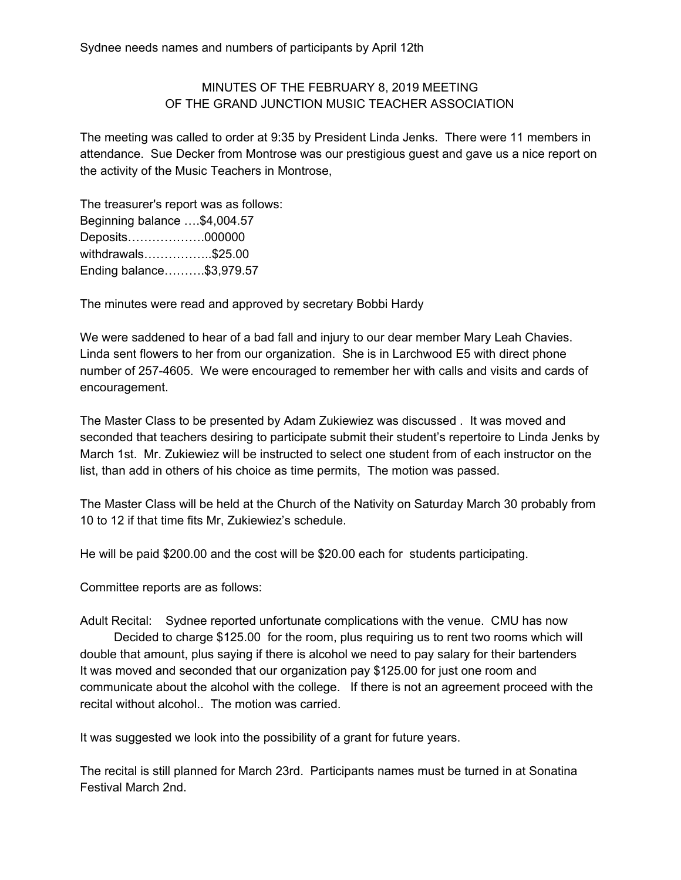Sydnee needs names and numbers of participants by April 12th

# MINUTES OF THE FEBRUARY 8, 2019 MEETING OF THE GRAND JUNCTION MUSIC TEACHER ASSOCIATION

The meeting was called to order at 9:35 by President Linda Jenks. There were 11 members in attendance. Sue Decker from Montrose was our prestigious guest and gave us a nice report on the activity of the Music Teachers in Montrose,

The treasurer's report was as follows:
Beginning balance ….$4,004.57
Deposits……………….000000
withdrawals……………..$25.00
Ending balance……….$3,979.57

The minutes were read and approved by secretary Bobbi Hardy

We were saddened to hear of a bad fall and injury to our dear member Mary Leah Chavies. Linda sent flowers to her from our organization. She is in Larchwood E5 with direct phone number of 257-4605. We were encouraged to remember her with calls and visits and cards of encouragement.

The Master Class to be presented by Adam Zukiewiez was discussed . It was moved and seconded that teachers desiring to participate submit their student's repertoire to Linda Jenks by March 1st. Mr. Zukiewiez will be instructed to select one student from of each instructor on the list, than add in others of his choice as time permits, The motion was passed.

The Master Class will be held at the Church of the Nativity on Saturday March 30 probably from 10 to 12 if that time fits Mr, Zukiewiez's schedule.

He will be paid $200.00 and the cost will be $20.00 each for students participating.

Committee reports are as follows:

Adult Recital: Sydnee reported unfortunate complications with the venue. CMU has now Decided to charge $125.00 for the room, plus requiring us to rent two rooms which will double that amount, plus saying if there is alcohol we need to pay salary for their bartenders It was moved and seconded that our organization pay $125.00 for just one room and communicate about the alcohol with the college. If there is not an agreement proceed with the recital without alcohol.. The motion was carried.

It was suggested we look into the possibility of a grant for future years.

The recital is still planned for March 23rd. Participants names must be turned in at Sonatina Festival March 2nd.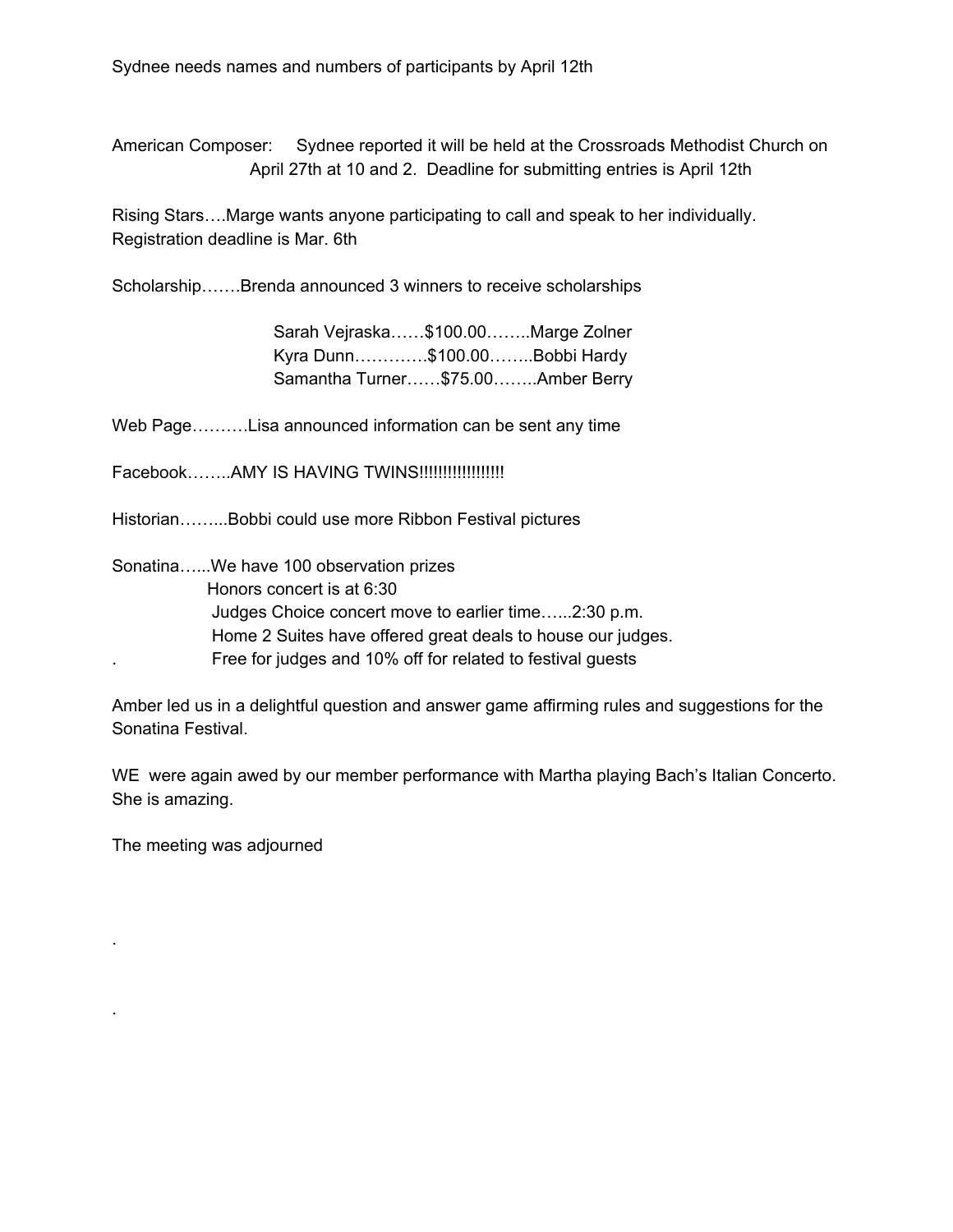Sydnee needs names and numbers of participants by April 12th

American Composer: Sydnee reported it will be held at the Crossroads Methodist Church on April 27th at 10 and 2. Deadline for submitting entries is April 12th

Rising Stars….Marge wants anyone participating to call and speak to her individually. Registration deadline is Mar. 6th

Scholarship…….Brenda announced 3 winners to receive scholarships

Sarah Vejraska……$100.00……..Marge Zolner
Kyra Dunn………….$100.00……..Bobbi Hardy
Samantha Turner……$75.00……..Amber Berry

Web Page……….Lisa announced information can be sent any time

Facebook……..AMY IS HAVING TWINS!!!!!!!!!!!!!!!!!

Historian……...Bobbi could use more Ribbon Festival pictures

Sonatina…...We have 100 observation prizes
Honors concert is at 6:30
Judges Choice concert move to earlier time…...2:30 p.m.
Home 2 Suites have offered great deals to house our judges.
Free for judges and 10% off for related to festival guests

Amber led us in a delightful question and answer game affirming rules and suggestions for the Sonatina Festival.

WE were again awed by our member performance with Martha playing Bach's Italian Concerto. She is amazing.

The meeting was adjourned